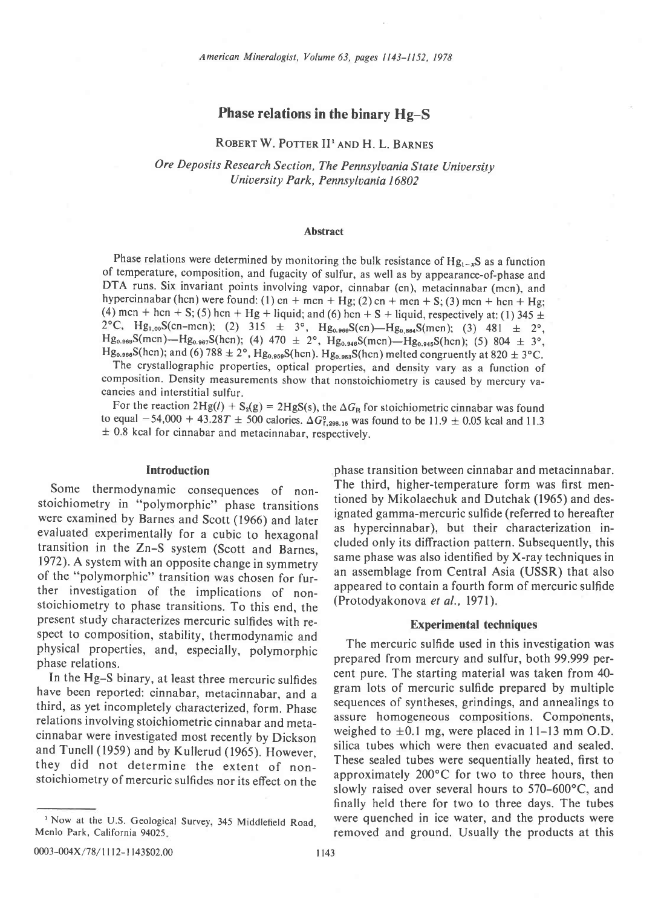# Phase relations in the binary Hg–S

ROBERT W. POTTER II[1] AND H. L. BARNES

*Ore Deposits Research Section, The Pennsylvania State University*
*University Park, Pennsylvania 16802*

## Abstract

Phase relations were determined by monitoring the bulk resistance of $Hg_{1-x}S$ as a function of temperature, composition, and fugacity of sulfur, as well as by appearance-of-phase and DTA runs. Six invariant points involving vapor, cinnabar (cn), metacinnabar (mcn), and hypercinnabar (hcn) were found: (1) cn + mcn + Hg; (2) cn + mcn + S; (3) mcn + hcn + Hg; (4) mcn + hcn + S; (5) hcn + Hg + liquid; and (6) hcn + S + liquid, respectively at: (1) 345 ± 2°C, $Hg_{1.00}S$(cn–mcn); (2) 315 ± 3°, $Hg_{0.969}S$(cn)—$Hg_{0.964}S$(mcn); (3) 481 ± 2°, $Hg_{0.969}S$(mcn)—$Hg_{0.967}S$(hcn); (4) 470 ± 2°, $Hg_{0.946}S$(mcn)—$Hg_{0.945}S$(hcn); (5) 804 ± 3°, $Hg_{0.966}S$(hcn); and (6) 788 ± 2°, $Hg_{0.959}S$(hcn). $Hg_{0.953}S$(hcn) melted congruently at 820 ± 3°C.

The crystallographic properties, optical properties, and density vary as a function of composition. Density measurements show that nonstoichiometry is caused by mercury vacancies and interstitial sulfur.

For the reaction $2Hg(l) + S_2(g) = 2HgS(s)$, the $\Delta G_R$ for stoichiometric cinnabar was found to equal $-54{,}000 + 43.28T \pm 500$ calories. $\Delta G^{\circ}_{f,298.15}$ was found to be 11.9 ± 0.05 kcal and 11.3 ± 0.8 kcal for cinnabar and metacinnabar, respectively.

## Introduction

Some thermodynamic consequences of nonstoichiometry in "polymorphic" phase transitions were examined by Barnes and Scott (1966) and later evaluated experimentally for a cubic to hexagonal transition in the Zn–S system (Scott and Barnes, 1972). A system with an opposite change in symmetry of the "polymorphic" transition was chosen for further investigation of the implications of nonstoichiometry to phase transitions. To this end, the present study characterizes mercuric sulfides with respect to composition, stability, thermodynamic and physical properties, and, especially, polymorphic phase relations.

In the Hg–S binary, at least three mercuric sulfides have been reported: cinnabar, metacinnabar, and a third, as yet incompletely characterized, form. Phase relations involving stoichiometric cinnabar and metacinnabar were investigated most recently by Dickson and Tunell (1959) and by Kullerud (1965). However, they did not determine the extent of nonstoichiometry of mercuric sulfides nor its effect on the phase transition between cinnabar and metacinnabar. The third, higher-temperature form was first mentioned by Mikolaechuk and Dutchak (1965) and designated gamma-mercuric sulfide (referred to hereafter as hypercinnabar), but their characterization included only its diffraction pattern. Subsequently, this same phase was also identified by X-ray techniques in an assemblage from Central Asia (USSR) that also appeared to contain a fourth form of mercuric sulfide (Protodyakonova *et al.*, 1971).

## Experimental techniques

The mercuric sulfide used in this investigation was prepared from mercury and sulfur, both 99.999 percent pure. The starting material was taken from 40-gram lots of mercuric sulfide prepared by multiple sequences of syntheses, grindings, and annealings to assure homogeneous compositions. Components, weighed to ±0.1 mg, were placed in 11–13 mm O.D. silica tubes which were then evacuated and sealed. These sealed tubes were sequentially heated, first to approximately 200°C for two to three hours, then slowly raised over several hours to 570–600°C, and finally held there for two to three days. The tubes were quenched in ice water, and the products were removed and ground. Usually the products at this

[1] Now at the U.S. Geological Survey, 345 Middlefield Road, Menlo Park, California 94025.

0003-004X/78/1112-1143$02.00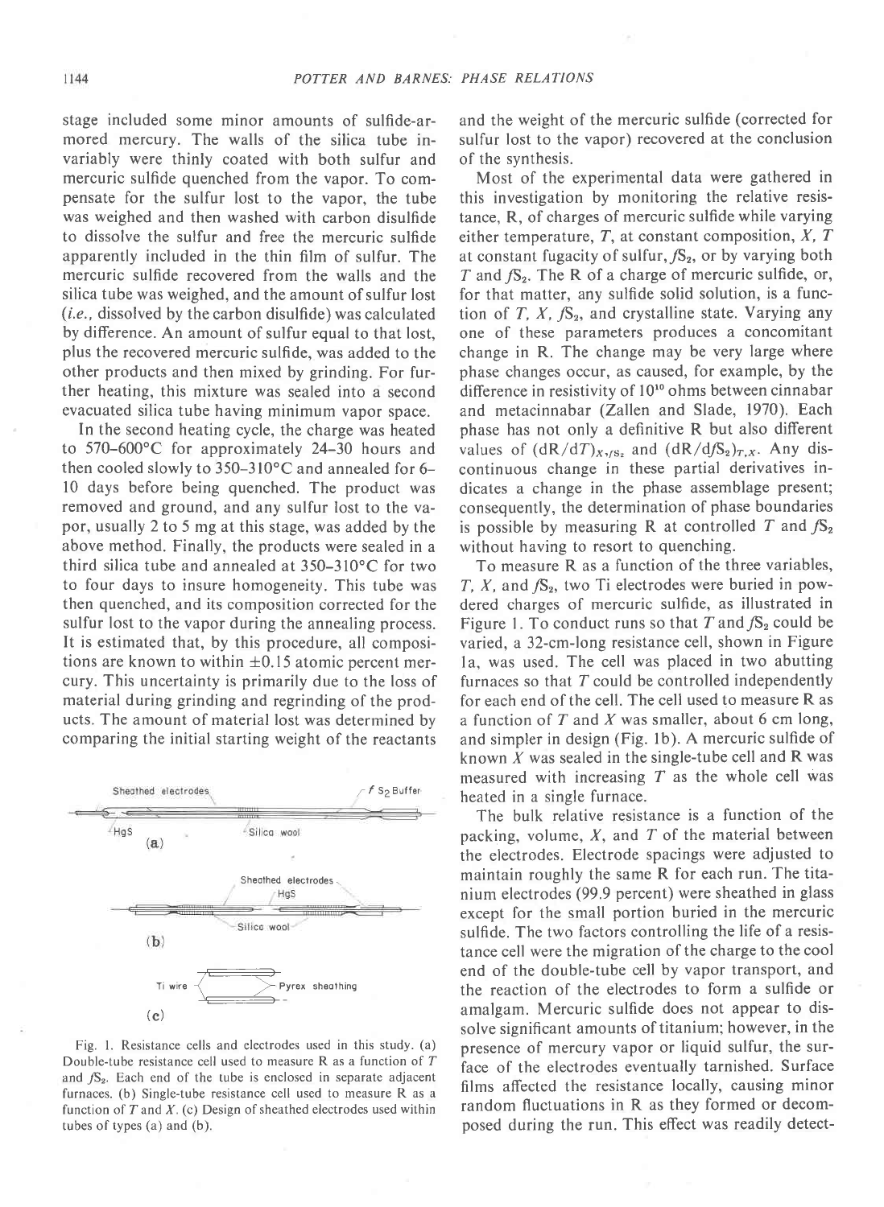stage included some minor amounts of sulfide-armored mercury. The walls of the silica tube invariably were thinly coated with both sulfur and mercuric sulfide quenched from the vapor. To compensate for the sulfur lost to the vapor, the tube was weighed and then washed with carbon disulfide to dissolve the sulfur and free the mercuric sulfide apparently included in the thin film of sulfur. The mercuric sulfide recovered from the walls and the silica tube was weighed, and the amount of sulfur lost (*i.e.,* dissolved by the carbon disulfide) was calculated by difference. An amount of sulfur equal to that lost, plus the recovered mercuric sulfide, was added to the other products and then mixed by grinding. For further heating, this mixture was sealed into a second evacuated silica tube having minimum vapor space.

In the second heating cycle, the charge was heated to 570–600°C for approximately 24–30 hours and then cooled slowly to 350–310°C and annealed for 6–10 days before being quenched. The product was removed and ground, and any sulfur lost to the vapor, usually 2 to 5 mg at this stage, was added by the above method. Finally, the products were sealed in a third silica tube and annealed at 350–310°C for two to four days to insure homogeneity. This tube was then quenched, and its composition corrected for the sulfur lost to the vapor during the annealing process. It is estimated that, by this procedure, all compositions are known to within ±0.15 atomic percent mercury. This uncertainty is primarily due to the loss of material during grinding and regrinding of the products. The amount of material lost was determined by comparing the initial starting weight of the reactants and the weight of the mercuric sulfide (corrected for sulfur lost to the vapor) recovered at the conclusion of the synthesis.

Fig. 1. Resistance cells and electrodes used in this study. (a) Double-tube resistance cell used to measure R as a function of $T$ and $fS_2$. Each end of the tube is enclosed in separate adjacent furnaces. (b) Single-tube resistance cell used to measure R as a function of $T$ and $X$. (c) Design of sheathed electrodes used within tubes of types (a) and (b).

Most of the experimental data were gathered in this investigation by monitoring the relative resistance, R, of charges of mercuric sulfide while varying either temperature, $T$, at constant composition, $X$, $T$ at constant fugacity of sulfur, $fS_2$, or by varying both $T$ and $fS_2$. The R of a charge of mercuric sulfide, or, for that matter, any sulfide solid solution, is a function of $T$, $X$, $fS_2$, and crystalline state. Varying any one of these parameters produces a concomitant change in R. The change may be very large where phase changes occur, as caused, for example, by the difference in resistivity of $10^{10}$ ohms between cinnabar and metacinnabar (Zallen and Slade, 1970). Each phase has not only a definitive R but also different values of $(dR/dT)_{X,fS_2}$ and $(dR/dfS_2)_{T,X}$. Any discontinuous change in these partial derivatives indicates a change in the phase assemblage present; consequently, the determination of phase boundaries is possible by measuring R at controlled $T$ and $fS_2$ without having to resort to quenching.

To measure R as a function of the three variables, $T$, $X$, and $fS_2$, two Ti electrodes were buried in powdered charges of mercuric sulfide, as illustrated in Figure 1. To conduct runs so that $T$ and $fS_2$ could be varied, a 32-cm-long resistance cell, shown in Figure 1a, was used. The cell was placed in two abutting furnaces so that $T$ could be controlled independently for each end of the cell. The cell used to measure R as a function of $T$ and $X$ was smaller, about 6 cm long, and simpler in design (Fig. 1b). A mercuric sulfide of known $X$ was sealed in the single-tube cell and R was measured with increasing $T$ as the whole cell was heated in a single furnace.

The bulk relative resistance is a function of the packing, volume, $X$, and $T$ of the material between the electrodes. Electrode spacings were adjusted to maintain roughly the same R for each run. The titanium electrodes (99.9 percent) were sheathed in glass except for the small portion buried in the mercuric sulfide. The two factors controlling the life of a resistance cell were the migration of the charge to the cool end of the double-tube cell by vapor transport, and the reaction of the electrodes to form a sulfide or amalgam. Mercuric sulfide does not appear to dissolve significant amounts of titanium; however, in the presence of mercury vapor or liquid sulfur, the surface of the electrodes eventually tarnished. Surface films affected the resistance locally, causing minor random fluctuations in R as they formed or decomposed during the run. This effect was readily detect-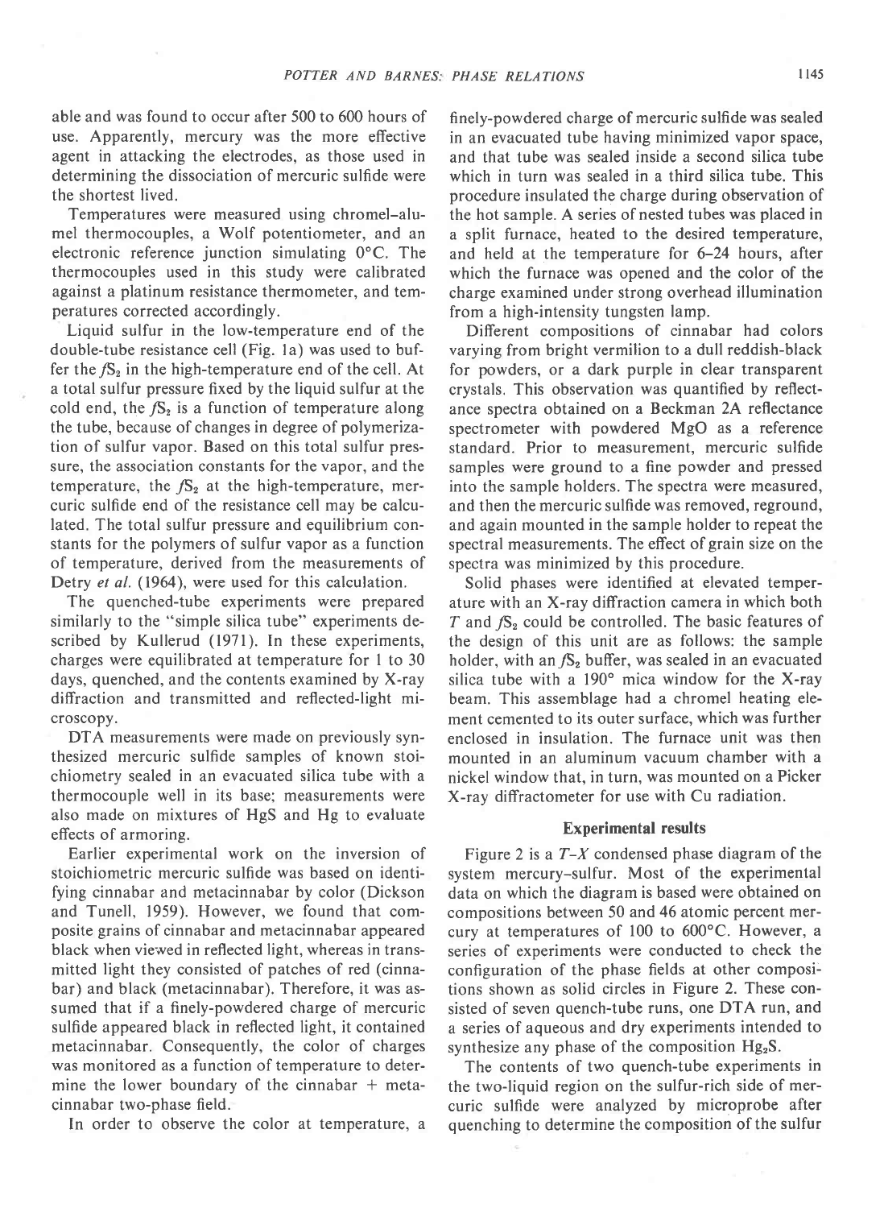able and was found to occur after 500 to 600 hours of use. Apparently, mercury was the more effective agent in attacking the electrodes, as those used in determining the dissociation of mercuric sulfide were the shortest lived.

Temperatures were measured using chromel–alumel thermocouples, a Wolf potentiometer, and an electronic reference junction simulating 0°C. The thermocouples used in this study were calibrated against a platinum resistance thermometer, and temperatures corrected accordingly.

Liquid sulfur in the low-temperature end of the double-tube resistance cell (Fig. 1a) was used to buffer the $fS_2$ in the high-temperature end of the cell. At a total sulfur pressure fixed by the liquid sulfur at the cold end, the $fS_2$ is a function of temperature along the tube, because of changes in degree of polymerization of sulfur vapor. Based on this total sulfur pressure, the association constants for the vapor, and the temperature, the $fS_2$ at the high-temperature, mercuric sulfide end of the resistance cell may be calculated. The total sulfur pressure and equilibrium constants for the polymers of sulfur vapor as a function of temperature, derived from the measurements of Detry *et al.* (1964), were used for this calculation.

The quenched-tube experiments were prepared similarly to the "simple silica tube" experiments described by Kullerud (1971). In these experiments, charges were equilibrated at temperature for 1 to 30 days, quenched, and the contents examined by X-ray diffraction and transmitted and reflected-light microscopy.

DTA measurements were made on previously synthesized mercuric sulfide samples of known stoichiometry sealed in an evacuated silica tube with a thermocouple well in its base; measurements were also made on mixtures of HgS and Hg to evaluate effects of armoring.

Earlier experimental work on the inversion of stoichiometric mercuric sulfide was based on identifying cinnabar and metacinnabar by color (Dickson and Tunell, 1959). However, we found that composite grains of cinnabar and metacinnabar appeared black when viewed in reflected light, whereas in transmitted light they consisted of patches of red (cinnabar) and black (metacinnabar). Therefore, it was assumed that if a finely-powdered charge of mercuric sulfide appeared black in reflected light, it contained metacinnabar. Consequently, the color of charges was monitored as a function of temperature to determine the lower boundary of the cinnabar + metacinnabar two-phase field.

In order to observe the color at temperature, a finely-powdered charge of mercuric sulfide was sealed in an evacuated tube having minimized vapor space, and that tube was sealed inside a second silica tube which in turn was sealed in a third silica tube. This procedure insulated the charge during observation of the hot sample. A series of nested tubes was placed in a split furnace, heated to the desired temperature, and held at the temperature for 6–24 hours, after which the furnace was opened and the color of the charge examined under strong overhead illumination from a high-intensity tungsten lamp.

Different compositions of cinnabar had colors varying from bright vermilion to a dull reddish-black for powders, or a dark purple in clear transparent crystals. This observation was quantified by reflectance spectra obtained on a Beckman 2A reflectance spectrometer with powdered MgO as a reference standard. Prior to measurement, mercuric sulfide samples were ground to a fine powder and pressed into the sample holders. The spectra were measured, and then the mercuric sulfide was removed, reground, and again mounted in the sample holder to repeat the spectral measurements. The effect of grain size on the spectra was minimized by this procedure.

Solid phases were identified at elevated temperature with an X-ray diffraction camera in which both $T$ and $fS_2$ could be controlled. The basic features of the design of this unit are as follows: the sample holder, with an $fS_2$ buffer, was sealed in an evacuated silica tube with a 190° mica window for the X-ray beam. This assemblage had a chromel heating element cemented to its outer surface, which was further enclosed in insulation. The furnace unit was then mounted in an aluminum vacuum chamber with a nickel window that, in turn, was mounted on a Picker X-ray diffractometer for use with Cu radiation.

## Experimental results

Figure 2 is a $T$–$X$ condensed phase diagram of the system mercury–sulfur. Most of the experimental data on which the diagram is based were obtained on compositions between 50 and 46 atomic percent mercury at temperatures of 100 to 600°C. However, a series of experiments were conducted to check the configuration of the phase fields at other compositions shown as solid circles in Figure 2. These consisted of seven quench-tube runs, one DTA run, and a series of aqueous and dry experiments intended to synthesize any phase of the composition $Hg_2S$.

The contents of two quench-tube experiments in the two-liquid region on the sulfur-rich side of mercuric sulfide were analyzed by microprobe after quenching to determine the composition of the sulfur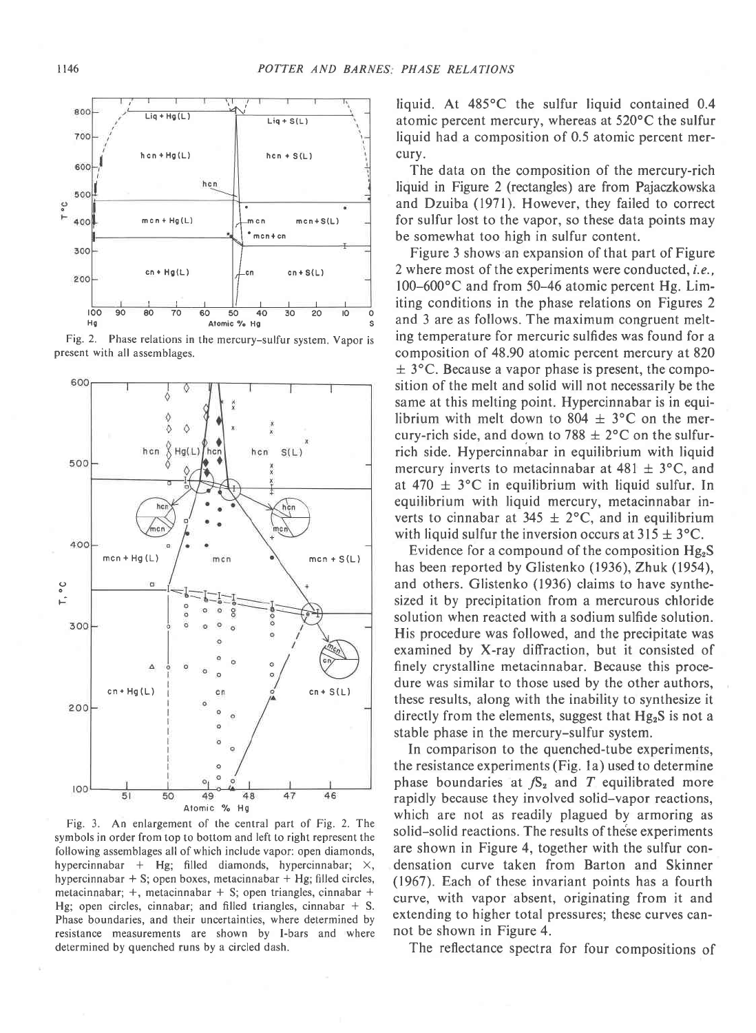Fig. 2. Phase relations in the mercury–sulfur system. Vapor is present with all assemblages.

Fig. 3. An enlargement of the central part of Fig. 2. The symbols in order from top to bottom and left to right represent the following assemblages all of which include vapor: open diamonds, hypercinnabar + Hg; filled diamonds, hypercinnabar; ×, hypercinnabar + S; open boxes, metacinnabar + Hg; filled circles, metacinnabar; +, metacinnabar + S; open triangles, cinnabar + Hg; open circles, cinnabar; and filled triangles, cinnabar + S. Phase boundaries, and their uncertainties, where determined by resistance measurements are shown by I-bars and where determined by quenched runs by a circled dash.

liquid. At 485°C the sulfur liquid contained 0.4 atomic percent mercury, whereas at 520°C the sulfur liquid had a composition of 0.5 atomic percent mercury.

The data on the composition of the mercury-rich liquid in Figure 2 (rectangles) are from Pajaczkowska and Dzuiba (1971). However, they failed to correct for sulfur lost to the vapor, so these data points may be somewhat too high in sulfur content.

Figure 3 shows an expansion of that part of Figure 2 where most of the experiments were conducted, *i.e.*, 100–600°C and from 50–46 atomic percent Hg. Limiting conditions in the phase relations on Figures 2 and 3 are as follows. The maximum congruent melting temperature for mercuric sulfides was found for a composition of 48.90 atomic percent mercury at 820 ± 3°C. Because a vapor phase is present, the composition of the melt and solid will not necessarily be the same at this melting point. Hypercinnabar is in equilibrium with melt down to 804 ± 3°C on the mercury-rich side, and down to 788 ± 2°C on the sulfur-rich side. Hypercinnabar in equilibrium with liquid mercury inverts to metacinnabar at 481 ± 3°C, and at 470 ± 3°C in equilibrium with liquid sulfur. In equilibrium with liquid mercury, metacinnabar inverts to cinnabar at 345 ± 2°C, and in equilibrium with liquid sulfur the inversion occurs at 315 ± 3°C.

Evidence for a compound of the composition $Hg_2S$ has been reported by Glistenko (1936), Zhuk (1954), and others. Glistenko (1936) claims to have synthesized it by precipitation from a mercurous chloride solution when reacted with a sodium sulfide solution. His procedure was followed, and the precipitate was examined by X-ray diffraction, but it consisted of finely crystalline metacinnabar. Because this procedure was similar to those used by the other authors, these results, along with the inability to synthesize it directly from the elements, suggest that $Hg_2S$ is not a stable phase in the mercury–sulfur system.

In comparison to the quenched-tube experiments, the resistance experiments (Fig. 1a) used to determine phase boundaries at $fS_2$ and $T$ equilibrated more rapidly because they involved solid–vapor reactions, which are not as readily plagued by armoring as solid–solid reactions. The results of these experiments are shown in Figure 4, together with the sulfur condensation curve taken from Barton and Skinner (1967). Each of these invariant points has a fourth curve, with vapor absent, originating from it and extending to higher total pressures; these curves cannot be shown in Figure 4.

The reflectance spectra for four compositions of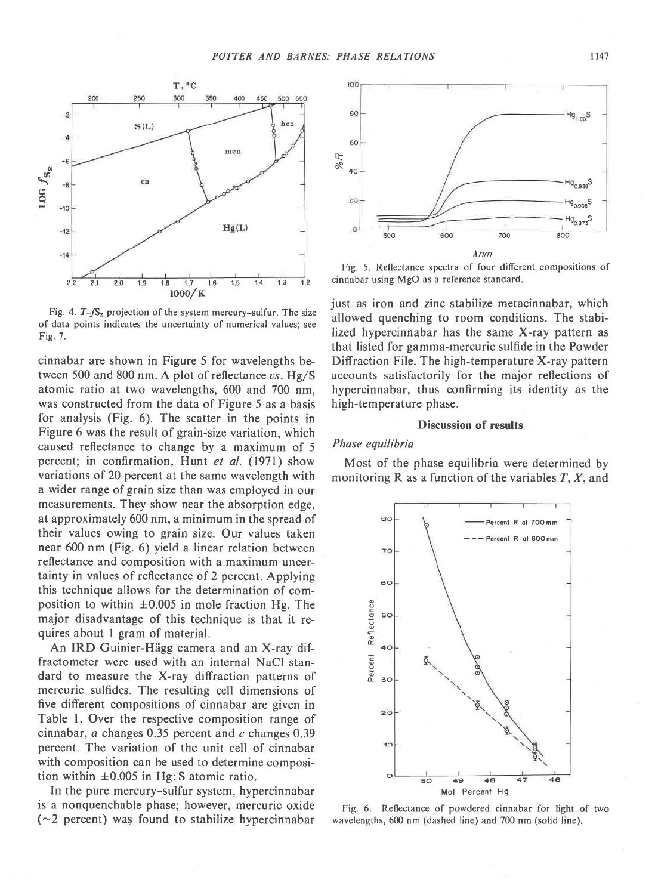Fig. 4. $T$–$fS_2$ projection of the system mercury–sulfur. The size of data points indicates the uncertainty of numerical values; see Fig. 7.

Fig. 5. Reflectance spectra of four different compositions of cinnabar using MgO as a reference standard.

cinnabar are shown in Figure 5 for wavelengths between 500 and 800 nm. A plot of reflectance *vs.* Hg/S atomic ratio at two wavelengths, 600 and 700 nm, was constructed from the data of Figure 5 as a basis for analysis (Fig. 6). The scatter in the points in Figure 6 was the result of grain-size variation, which caused reflectance to change by a maximum of 5 percent; in confirmation, Hunt *et al.* (1971) show variations of 20 percent at the same wavelength with a wider range of grain size than was employed in our measurements. They show near the absorption edge, at approximately 600 nm, a minimum in the spread of their values owing to grain size. Our values taken near 600 nm (Fig. 6) yield a linear relation between reflectance and composition with a maximum uncertainty in values of reflectance of 2 percent. Applying this technique allows for the determination of composition to within $\pm 0.005$ in mole fraction Hg. The major disadvantage of this technique is that it requires about 1 gram of material.

An IRD Guinier-Hägg camera and an X-ray diffractometer were used with an internal NaCl standard to measure the X-ray diffraction patterns of mercuric sulfides. The resulting cell dimensions of five different compositions of cinnabar are given in Table 1. Over the respective composition range of cinnabar, $a$ changes 0.35 percent and $c$ changes 0.39 percent. The variation of the unit cell of cinnabar with composition can be used to determine composition within $\pm 0.005$ in Hg:S atomic ratio.

In the pure mercury–sulfur system, hypercinnabar is a nonquenchable phase; however, mercuric oxide ($\sim$2 percent) was found to stabilize hypercinnabar just as iron and zinc stabilize metacinnabar, which allowed quenching to room conditions. The stabilized hypercinnabar has the same X-ray pattern as that listed for gamma-mercuric sulfide in the Powder Diffraction File. The high-temperature X-ray pattern accounts satisfactorily for the major reflections of hypercinnabar, thus confirming its identity as the high-temperature phase.

## Discussion of results

### *Phase equilibria*

Most of the phase equilibria were determined by monitoring R as a function of the variables $T$, $X$, and

Fig. 6. Reflectance of powdered cinnabar for light of two wavelengths, 600 nm (dashed line) and 700 nm (solid line).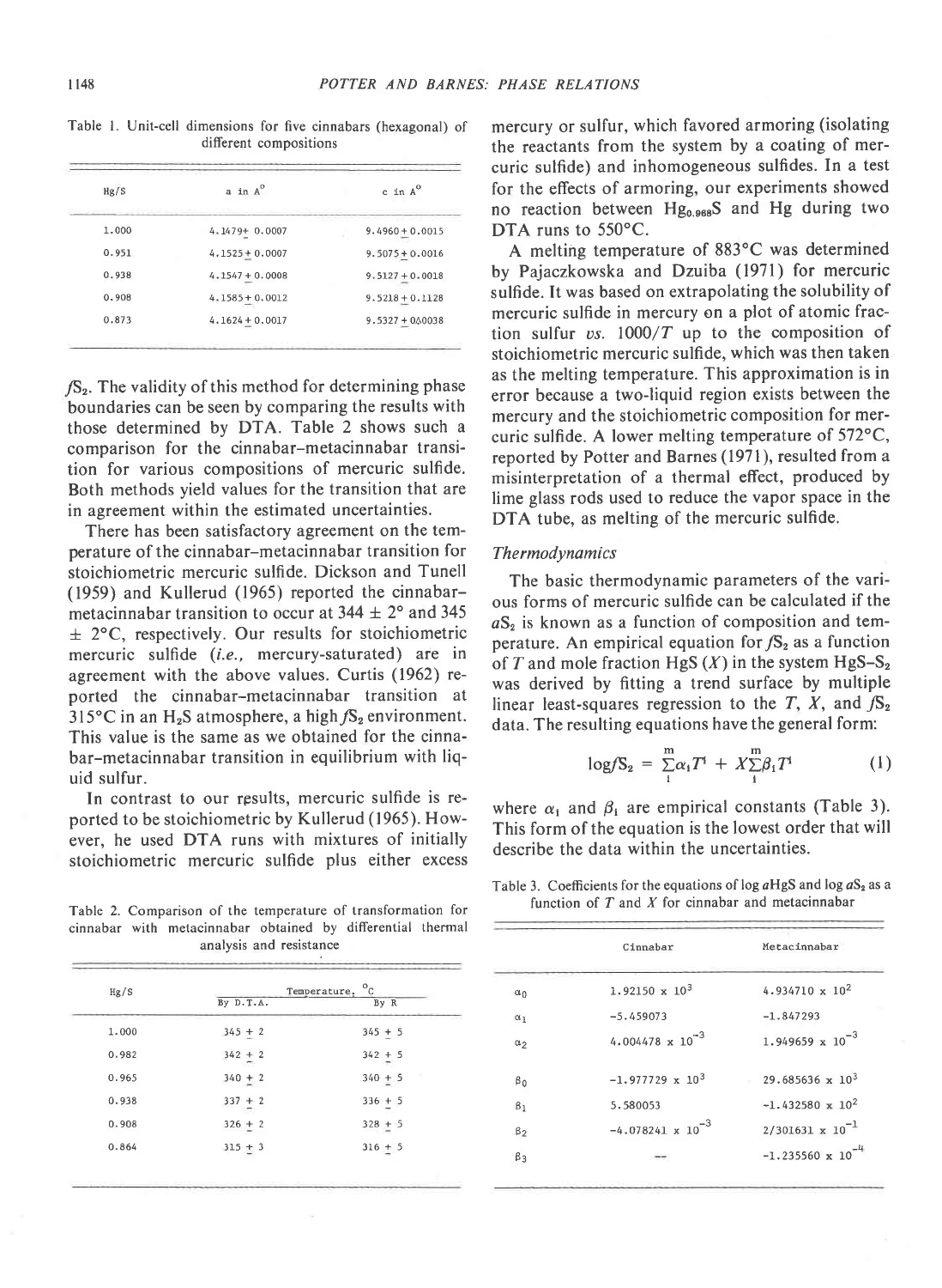Table 1. Unit-cell dimensions for five cinnabars (hexagonal) of different compositions

| Hg/S | a in A° | c in A° |
|---|---|---|
| 1.000 | 4.1479± 0.0007 | 9.4960 ± 0.0015 |
| 0.951 | 4.1525 ± 0.0007 | 9.5075 ± 0.0016 |
| 0.938 | 4.1547 ± 0.0008 | 9.5127 ± 0.0018 |
| 0.908 | 4.1585 ± 0.0012 | 9.5218 ± 0.1128 |
| 0.873 | 4.1624 ± 0.0017 | 9.5327 ± 0.0038 |

$fS_2$. The validity of this method for determining phase boundaries can be seen by comparing the results with those determined by DTA. Table 2 shows such a comparison for the cinnabar–metacinnabar transition for various compositions of mercuric sulfide. Both methods yield values for the transition that are in agreement within the estimated uncertainties.

There has been satisfactory agreement on the temperature of the cinnabar–metacinnabar transition for stoichiometric mercuric sulfide. Dickson and Tunell (1959) and Kullerud (1965) reported the cinnabar–metacinnabar transition to occur at 344 ± 2° and 345 ± 2°C, respectively. Our results for stoichiometric mercuric sulfide (*i.e.*, mercury-saturated) are in agreement with the above values. Curtis (1962) reported the cinnabar–metacinnabar transition at 315°C in an $H_2S$ atmosphere, a high $fS_2$ environment. This value is the same as we obtained for the cinnabar–metacinnabar transition in equilibrium with liquid sulfur.

In contrast to our results, mercuric sulfide is reported to be stoichiometric by Kullerud (1965). However, he used DTA runs with mixtures of initially stoichiometric mercuric sulfide plus either excess mercury or sulfur, which favored armoring (isolating the reactants from the system by a coating of mercuric sulfide) and inhomogeneous sulfides. In a test for the effects of armoring, our experiments showed no reaction between $Hg_{0.968}S$ and Hg during two DTA runs to 550°C.

A melting temperature of 883°C was determined by Pajaczkowska and Dzuiba (1971) for mercuric sulfide. It was based on extrapolating the solubility of mercuric sulfide in mercury on a plot of atomic fraction sulfur *vs.* $1000/T$ up to the composition of stoichiometric mercuric sulfide, which was then taken as the melting temperature. This approximation is in error because a two-liquid region exists between the mercury and the stoichiometric composition for mercuric sulfide. A lower melting temperature of 572°C, reported by Potter and Barnes (1971), resulted from a misinterpretation of a thermal effect, produced by lime glass rods used to reduce the vapor space in the DTA tube, as melting of the mercuric sulfide.

Table 2. Comparison of the temperature of transformation for cinnabar with metacinnabar obtained by differential thermal analysis and resistance

| Hg/S | Temperature, °C | |
|---|---|---|
| | By D.T.A. | By R |
| 1.000 | 345 ± 2 | 345 ± 5 |
| 0.982 | 342 ± 2 | 342 ± 5 |
| 0.965 | 340 ± 2 | 340 ± 5 |
| 0.938 | 337 ± 2 | 336 ± 5 |
| 0.908 | 326 ± 2 | 328 ± 5 |
| 0.864 | 315 ± 3 | 316 ± 5 |

### Thermodynamics

The basic thermodynamic parameters of the various forms of mercuric sulfide can be calculated if the $aS_2$ is known as a function of composition and temperature. An empirical equation for $fS_2$ as a function of $T$ and mole fraction HgS ($X$) in the system $HgS$–$S_2$ was derived by fitting a trend surface by multiple linear least-squares regression to the $T$, $X$, and $fS_2$ data. The resulting equations have the general form:

$$\log fS_2 = \sum_{i}^{m} \alpha_i T^i + X \sum_{i}^{m} \beta_i T^i \qquad (1)$$

where $\alpha_i$ and $\beta_i$ are empirical constants (Table 3). This form of the equation is the lowest order that will describe the data within the uncertainties.

Table 3. Coefficients for the equations of log $a$HgS and log $aS_2$ as a function of $T$ and $X$ for cinnabar and metacinnabar

| | Cinnabar | Metacinnabar |
|---|---|---|
| $\alpha_0$ | $1.92150 \times 10^{3}$ | $4.934710 \times 10^{2}$ |
| $\alpha_1$ | -5.459073 | -1.847293 |
| $\alpha_2$ | $4.004478 \times 10^{-3}$ | $1.949659 \times 10^{-3}$ |
| $\beta_0$ | $-1.977729 \times 10^{3}$ | $29.685636 \times 10^{3}$ |
| $\beta_1$ | 5.580053 | $-1.432580 \times 10^{2}$ |
| $\beta_2$ | $-4.078241 \times 10^{-3}$ | $2/301631 \times 10^{-1}$ |
| $\beta_3$ | -- | $-1.235560 \times 10^{-4}$ |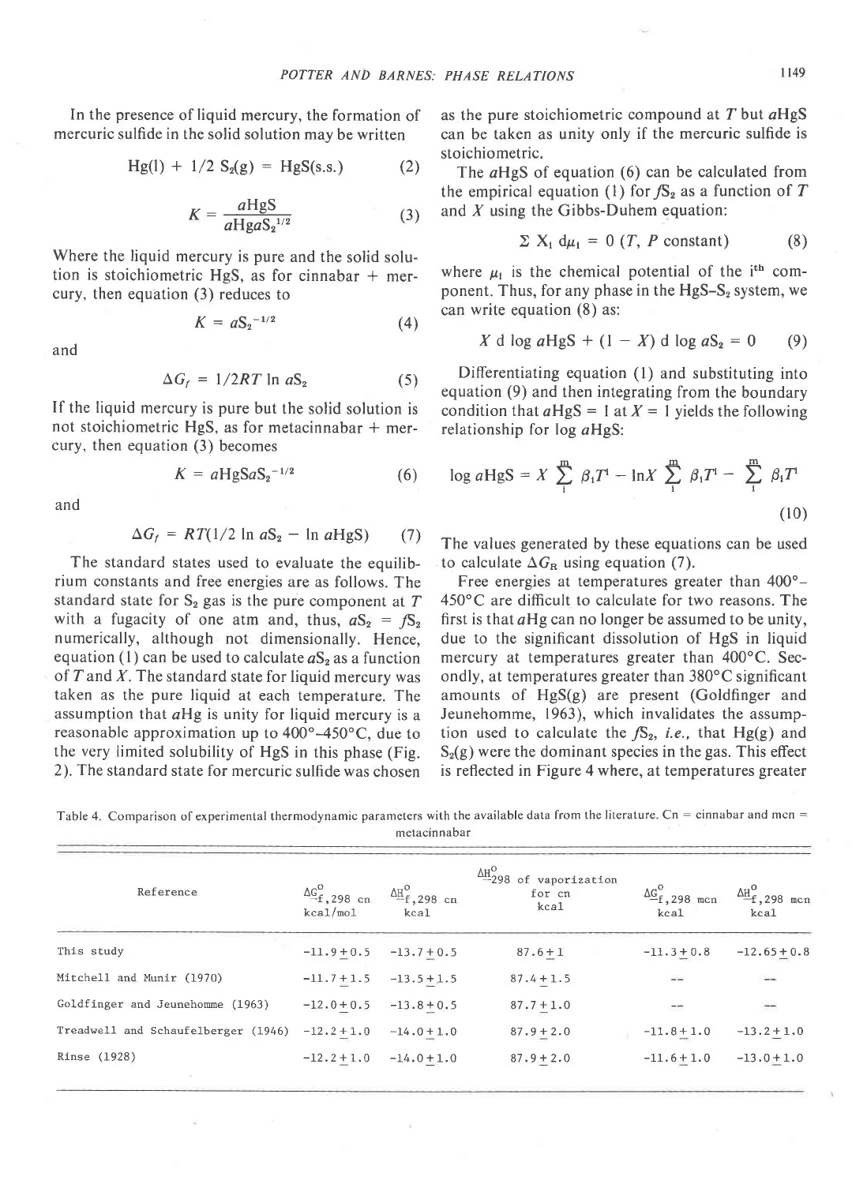In the presence of liquid mercury, the formation of mercuric sulfide in the solid solution may be written

$$\mathrm{Hg(l)} + 1/2\ \mathrm{S_2(g)} = \mathrm{HgS(s.s.)} \quad (2)$$

$$K = \frac{a\mathrm{HgS}}{a\mathrm{Hg}a\mathrm{S_2}^{1/2}} \quad (3)$$

Where the liquid mercury is pure and the solid solution is stoichiometric HgS, as for cinnabar + mercury, then equation (3) reduces to

$$K = a\mathrm{S_2}^{-1/2} \quad (4)$$

and

$$\Delta G_f = 1/2RT \ln a\mathrm{S_2} \quad (5)$$

If the liquid mercury is pure but the solid solution is not stoichiometric HgS, as for metacinnabar + mercury, then equation (3) becomes

$$K = a\mathrm{HgS}a\mathrm{S_2}^{-1/2} \quad (6)$$

and

$$\Delta G_f = RT(1/2 \ln a\mathrm{S_2} - \ln a\mathrm{HgS}) \quad (7)$$

The standard states used to evaluate the equilibrium constants and free energies are as follows. The standard state for $S_2$ gas is the pure component at $T$ with a fugacity of one atm and, thus, $a\mathrm{S_2} = f\mathrm{S_2}$ numerically, although not dimensionally. Hence, equation (1) can be used to calculate $a\mathrm{S_2}$ as a function of $T$ and $X$. The standard state for liquid mercury was taken as the pure liquid at each temperature. The assumption that $a$Hg is unity for liquid mercury is a reasonable approximation up to 400°–450°C, due to the very limited solubility of HgS in this phase (Fig. 2). The standard state for mercuric sulfide was chosen as the pure stoichiometric compound at $T$ but $a$HgS can be taken as unity only if the mercuric sulfide is stoichiometric.

The $a$HgS of equation (6) can be calculated from the empirical equation (1) for $f\mathrm{S_2}$ as a function of $T$ and $X$ using the Gibbs-Duhem equation:

$$\Sigma X_i \, d\mu_i = 0 \ (T, P \text{ constant}) \quad (8)$$

where $\mu_i$ is the chemical potential of the $i^{th}$ component. Thus, for any phase in the $HgS$–$S_2$ system, we can write equation (8) as:

$$X \, d \log a\mathrm{HgS} + (1 - X) \, d \log a\mathrm{S_2} = 0 \quad (9)$$

Differentiating equation (1) and substituting into equation (9) and then integrating from the boundary condition that $a$HgS = 1 at $X = 1$ yields the following relationship for log $a$HgS:

$$\log a\mathrm{HgS} = X \sum_{1}^{m} \beta_i T^i - \ln X \sum_{1}^{m} \beta_i T^i - \sum_{1}^{m} \beta_i T^i \quad (10)$$

The values generated by these equations can be used to calculate $\Delta G_R$ using equation (7).

Free energies at temperatures greater than 400°–450°C are difficult to calculate for two reasons. The first is that $a$Hg can no longer be assumed to be unity, due to the significant dissolution of HgS in liquid mercury at temperatures greater than 400°C. Secondly, at temperatures greater than 380°C significant amounts of HgS(g) are present (Goldfinger and Jeunehomme, 1963), which invalidates the assumption used to calculate the $f\mathrm{S_2}$, *i.e.*, that Hg(g) and $S_2$(g) were the dominant species in the gas. This effect is reflected in Figure 4 where, at temperatures greater

Table 4. Comparison of experimental thermodynamic parameters with the available data from the literature. Cn = cinnabar and mcn = metacinnabar

| Reference | $\Delta G^o_{f,298}$ cn kcal/mol | $\Delta H^o_{f,298}$ cn kcal | $\Delta H^o_{298}$ of vaporization for cn kcal | $\Delta G^o_{f,298}$ mcn kcal | $\Delta H^o_{f,298}$ mcn kcal |
|---|---|---|---|---|---|
| This study | -11.9±0.5 | -13.7±0.5 | 87.6±1 | -11.3±0.8 | -12.65±0.8 |
| Mitchell and Munir (1970) | -11.7±1.5 | -13.5±1.5 | 87.4±1.5 | -- | -- |
| Goldfinger and Jeunehomme (1963) | -12.0±0.5 | -13.8±0.5 | 87.7±1.0 | -- | -- |
| Treadwell and Schaufelberger (1946) | -12.2±1.0 | -14.0±1.0 | 87.9±2.0 | -11.8±1.0 | -13.2±1.0 |
| Rinse (1928) | -12.2±1.0 | -14.0±1.0 | 87.9±2.0 | -11.6±1.0 | -13.0±1.0 |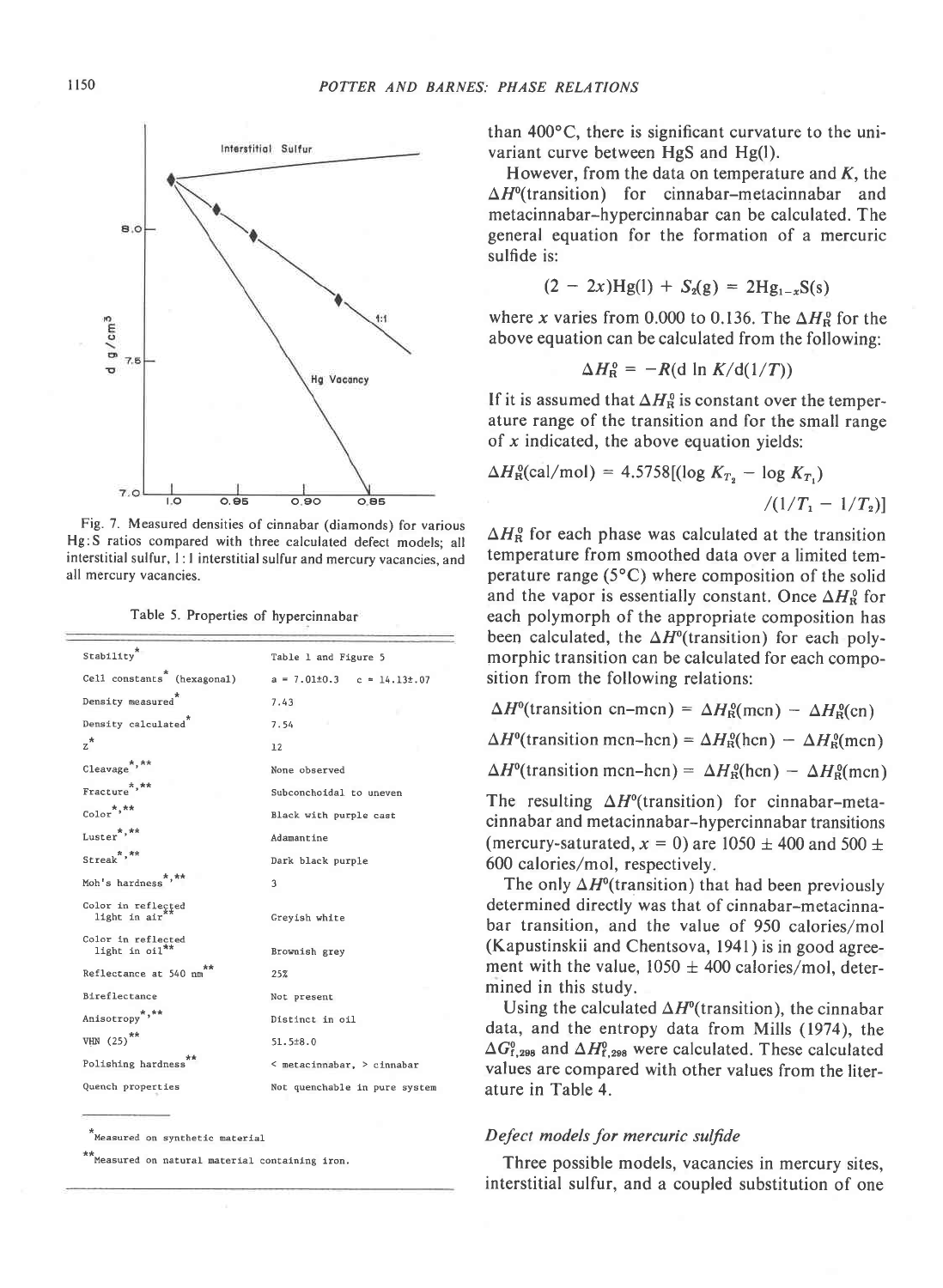Fig. 7. Measured densities of cinnabar (diamonds) for various Hg:S ratios compared with three calculated defect models; all interstitial sulfur, 1:1 interstitial sulfur and mercury vacancies, and all mercury vacancies.

Table 5. Properties of hypercinnabar

| | |
|---|---|
| Stability* | Table 1 and Figure 5 |
| Cell constants* (hexagonal) | a = 7.01±0.3 c = 14.13±.07 |
| Density measured* | 7.43 |
| Density calculated* | 7.54 |
| Z* | 12 |
| Cleavage*,** | None observed |
| Fracture*,** | Subconchoidal to uneven |
| Color*,** | Black with purple cast |
| Luster*,** | Adamantine |
| Streak*,** | Dark black purple |
| Moh's hardness*,** | 3 |
| Color in reflected light in air** | Greyish white |
| Color in reflected light in oil** | Brownish grey |
| Reflectance at 540 nm** | 25% |
| Bireflectance | Not present |
| Anisotropy*,** | Distinct in oil |
| VHN (25)** | 51.5±8.0 |
| Polishing hardness** | < metacinnabar, > cinnabar |
| Quench properties | Not quenchable in pure system |

*Measured on synthetic material

**Measured on natural material containing iron.

than 400°C, there is significant curvature to the univariant curve between HgS and Hg(l).

However, from the data on temperature and $K$, the $\Delta H^o$(transition) for cinnabar-metacinnabar and metacinnabar-hypercinnabar can be calculated. The general equation for the formation of a mercuric sulfide is:

$$(2 - 2x)\text{Hg(l)} + S_2(\text{g}) = 2\text{Hg}_{1-x}\text{S(s)}$$

where $x$ varies from 0.000 to 0.136. The $\Delta H^0_R$ for the above equation can be calculated from the following:

$$\Delta H^0_R = -R(\text{d} \ln K/\text{d}(1/T))$$

If it is assumed that $\Delta H^0_R$ is constant over the temperature range of the transition and for the small range of $x$ indicated, the above equation yields:

$$\Delta H^0_R(\text{cal/mol}) = 4.5758[(\log K_{T_2} - \log K_{T_1})/(1/T_1 - 1/T_2)]$$

$\Delta H^0_R$ for each phase was calculated at the transition temperature from smoothed data over a limited temperature range (5°C) where composition of the solid and the vapor is essentially constant. Once $\Delta H^0_R$ for each polymorph of the appropriate composition has been calculated, the $\Delta H^o$(transition) for each polymorphic transition can be calculated for each composition from the following relations:

$$\Delta H^o(\text{transition cn–mcn}) = \Delta H^0_R(\text{mcn}) - \Delta H^0_R(\text{cn})$$

$$\Delta H^o(\text{transition mcn–hcn}) = \Delta H^0_R(\text{hcn}) - \Delta H^0_R(\text{mcn})$$

$$\Delta H^o(\text{transition mcn–hcn}) = \Delta H^0_R(\text{hcn}) - \Delta H^0_R(\text{mcn})$$

The resulting $\Delta H^o$(transition) for cinnabar-metacinnabar and metacinnabar-hypercinnabar transitions (mercury-saturated, $x = 0$) are 1050 ± 400 and 500 ± 600 calories/mol, respectively.

The only $\Delta H^o$(transition) that had been previously determined directly was that of cinnabar-metacinnabar transition, and the value of 950 calories/mol (Kapustinskii and Chentsova, 1941) is in good agreement with the value, 1050 ± 400 calories/mol, determined in this study.

Using the calculated $\Delta H^o$(transition), the cinnabar data, and the entropy data from Mills (1974), the $\Delta G^0_{f,298}$ and $\Delta H^0_{f,298}$ were calculated. These calculated values are compared with other values from the literature in Table 4.

### *Defect models for mercuric sulfide*

Three possible models, vacancies in mercury sites, interstitial sulfur, and a coupled substitution of one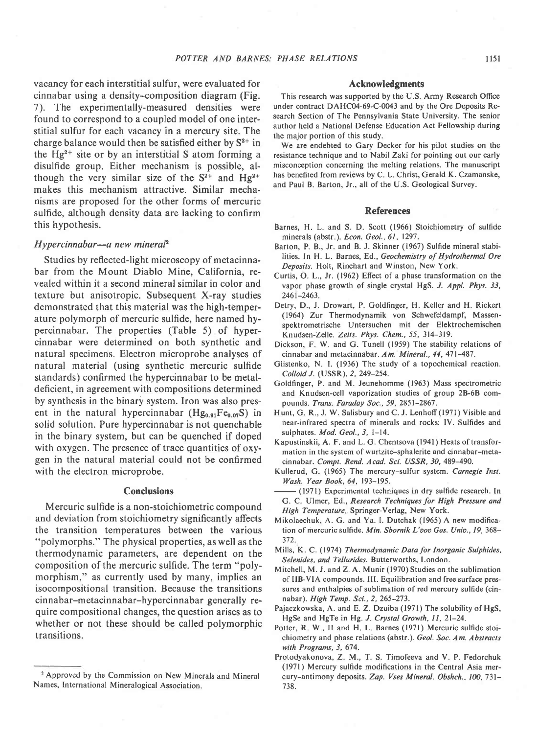vacancy for each interstitial sulfur, were evaluated for cinnabar using a density–composition diagram (Fig. 7). The experimentally-measured densities were found to correspond to a coupled model of one interstitial sulfur for each vacancy in a mercury site. The charge balance would then be satisfied either by $S^{2+}$ in the $Hg^{2+}$ site or by an interstitial S atom forming a disulfide group. Either mechanism is possible, although the very similar size of the $S^{2+}$ and $Hg^{2+}$ makes this mechanism attractive. Similar mechanisms are proposed for the other forms of mercuric sulfide, although density data are lacking to confirm this hypothesis.

### *Hypercinnabar—a new mineral*[2]

Studies by reflected-light microscopy of metacinnabar from the Mount Diablo Mine, California, revealed within it a second mineral similar in color and texture but anisotropic. Subsequent X-ray studies demonstrated that this material was the high-temperature polymorph of mercuric sulfide, here named hypercinnabar. The properties (Table 5) of hypercinnabar were determined on both synthetic and natural specimens. Electron microprobe analyses of natural material (using synthetic mercuric sulfide standards) confirmed the hypercinnabar to be metal-deficient, in agreement with compositions determined by synthesis in the binary system. Iron was also present in the natural hypercinnabar ($Hg_{0.91}Fe_{0.07}S$) in solid solution. Pure hypercinnabar is not quenchable in the binary system, but can be quenched if doped with oxygen. The presence of trace quantities of oxygen in the natural material could not be confirmed with the electron microprobe.

## Conclusions

Mercuric sulfide is a non-stoichiometric compound and deviation from stoichiometry significantly affects the transition temperatures between the various "polymorphs." The physical properties, as well as the thermodynamic parameters, are dependent on the composition of the mercuric sulfide. The term "polymorphism," as currently used by many, implies an isocompositional transition. Because the transitions cinnabar–metacinnabar–hypercinnabar generally require compositional changes, the question arises as to whether or not these should be called polymorphic transitions.

[2] Approved by the Commission on New Minerals and Mineral Names, International Mineralogical Association.

## Acknowledgments

This research was supported by the U.S. Army Research Office under contract DAHC04-69-C-0043 and by the Ore Deposits Research Section of The Pennsylvania State University. The senior author held a National Defense Education Act Fellowship during the major portion of this study.

We are endebted to Gary Decker for his pilot studies on the resistance technique and to Nabil Zaki for pointing out our early misconception concerning the melting relations. The manuscript has benefited from reviews by C. L. Christ, Gerald K. Czamanske, and Paul B. Barton, Jr., all of the U.S. Geological Survey.

## References

Barnes, H. L. and S. D. Scott (1966) Stoichiometry of sulfide minerals (abstr.). *Econ. Geol., 61,* 1297.

Barton, P. B., Jr. and B. J. Skinner (1967) Sulfide mineral stabilities. In H. L. Barnes, Ed., *Geochemistry of Hydrothermal Ore Deposits.* Holt, Rinehart and Winston, New York.

Curtis, O. L., Jr. (1962) Effect of a phase transformation on the vapor phase growth of single crystal HgS. *J. Appl. Phys. 33,* 2461–2463.

Detry, D., J. Drowart, P. Goldfinger, H. Keller and H. Rickert (1964) Zur Thermodynamik von Schwefeldampf, Massenspektrometrische Untersuchen mit der Elektrochemischen Knudsen-Zelle. *Zeits. Phys. Chem., 55,* 314–319.

Dickson, F. W. and G. Tunell (1959) The stability relations of cinnabar and metacinnabar. *Am. Mineral., 44,* 471–487.

Glistenko, N. I. (1936) The study of a topochemical reaction. *Colloid J.* (USSR), *2,* 249–254.

Goldfinger, P. and M. Jeunehomme (1963) Mass spectrometric and Knudsen-cell vaporization studies of group 2B-6B compounds. *Trans. Faraday Soc., 59,* 2851–2867.

Hunt, G. R., J. W. Salisbury and C. J. Lenhoff (1971) Visible and near-infrared spectra of minerals and rocks: IV. Sulfides and sulphates. *Mod. Geol., 3,* 1–14.

Kapustinskii, A. F. and L. G. Chentsova (1941) Heats of transformation in the system of wurtzite–sphalerite and cinnabar–metacinnabar. *Compt. Rend. Acad. Sci. USSR, 30,* 489–490.

Kullerud, G. (1965) The mercury-sulfur system. *Carnegie Inst. Wash. Year Book, 64,* 193–195.

——— (1971) Experimental techniques in dry sulfide research. In G. C. Ulmer, Ed., *Research Techniques for High Pressure and High Temperature.* Springer-Verlag, New York.

Mikolaechuk, A. G. and Ya. I. Dutchak (1965) A new modification of mercuric sulfide. *Min. Sbornik L'vov Gos. Univ., 19,* 368–372.

Mills, K. C. (1974) *Thermodynamic Data for Inorganic Sulphides, Selenides, and Tellurides.* Butterworths, London.

Mitchell, M. J. and Z. A. Munir (1970) Studies on the sublimation of IIB-VIA compounds. III. Equilibration and free surface pressures and enthalpies of sublimation of red mercury sulfide (cinnabar). *High Temp. Sci., 2,* 265–273.

Pajaczkowska, A. and E. Z. Dzuiba (1971) The solubility of HgS, HgSe and HgTe in Hg. *J. Crystal Growth, 11,* 21–24.

Potter, R. W., II and H. L. Barnes (1971) Mercuric sulfide stoichiometry and phase relations (abstr.). *Geol. Soc. Am. Abstracts with Programs, 3,* 674.

Protodyakonova, Z. M., T. S. Timofeeva and V. P. Fedorchuk (1971) Mercury sulfide modifications in the Central Asia mercury-antimony deposits. *Zap. Vses Mineral. Obshch., 100,* 731–738.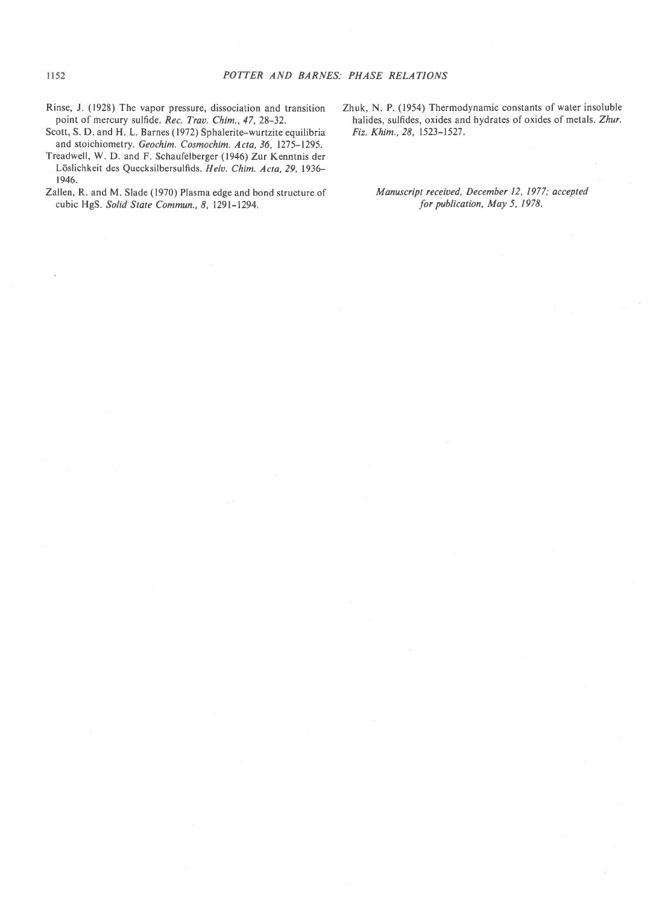Rinse, J. (1928) The vapor pressure, dissociation and transition point of mercury sulfide. *Rec. Trav. Chim., 47*, 28–32.

Scott, S. D. and H. L. Barnes (1972) Sphalerite–wurtzite equilibria and stoichiometry. *Geochim. Cosmochim. Acta, 36*, 1275–1295.

Treadwell, W. D. and F. Schaufelberger (1946) Zur Kenntnis der Löslichkeit des Quecksilbersulfids. *Helv. Chim. Acta, 29*, 1936–1946.

Zallen, R. and M. Slade (1970) Plasma edge and bond structure of cubic HgS. *Solid State Commun., 8*, 1291–1294.

Zhuk, N. P. (1954) Thermodynamic constants of water insoluble halides, sulfides, oxides and hydrates of oxides of metals. *Zhur. Fiz. Khim., 28*, 1523–1527.

*Manuscript received, December 12, 1977; accepted for publication, May 5, 1978.*